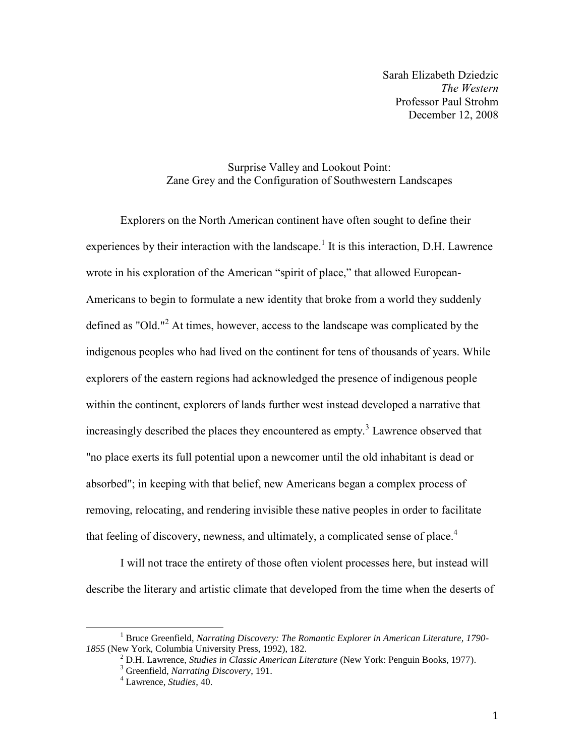Sarah Elizabeth Dziedzic
*The Western*
Professor Paul Strohm
December 12, 2008

# Surprise Valley and Lookout Point: Zane Grey and the Configuration of Southwestern Landscapes

Explorers on the North American continent have often sought to define their experiences by their interaction with the landscape.[1] It is this interaction, D.H. Lawrence wrote in his exploration of the American "spirit of place," that allowed European-Americans to begin to formulate a new identity that broke from a world they suddenly defined as "Old."[2] At times, however, access to the landscape was complicated by the indigenous peoples who had lived on the continent for tens of thousands of years. While explorers of the eastern regions had acknowledged the presence of indigenous people within the continent, explorers of lands further west instead developed a narrative that increasingly described the places they encountered as empty.[3] Lawrence observed that "no place exerts its full potential upon a newcomer until the old inhabitant is dead or absorbed"; in keeping with that belief, new Americans began a complex process of removing, relocating, and rendering invisible these native peoples in order to facilitate that feeling of discovery, newness, and ultimately, a complicated sense of place.[4]

I will not trace the entirety of those often violent processes here, but instead will describe the literary and artistic climate that developed from the time when the deserts of

---

[1] Bruce Greenfield, *Narrating Discovery: The Romantic Explorer in American Literature, 1790-1855* (New York, Columbia University Press, 1992), 182.

[2] D.H. Lawrence, *Studies in Classic American Literature* (New York: Penguin Books, 1977).

[3] Greenfield, *Narrating Discovery*, 191.

[4] Lawrence, *Studies*, 40.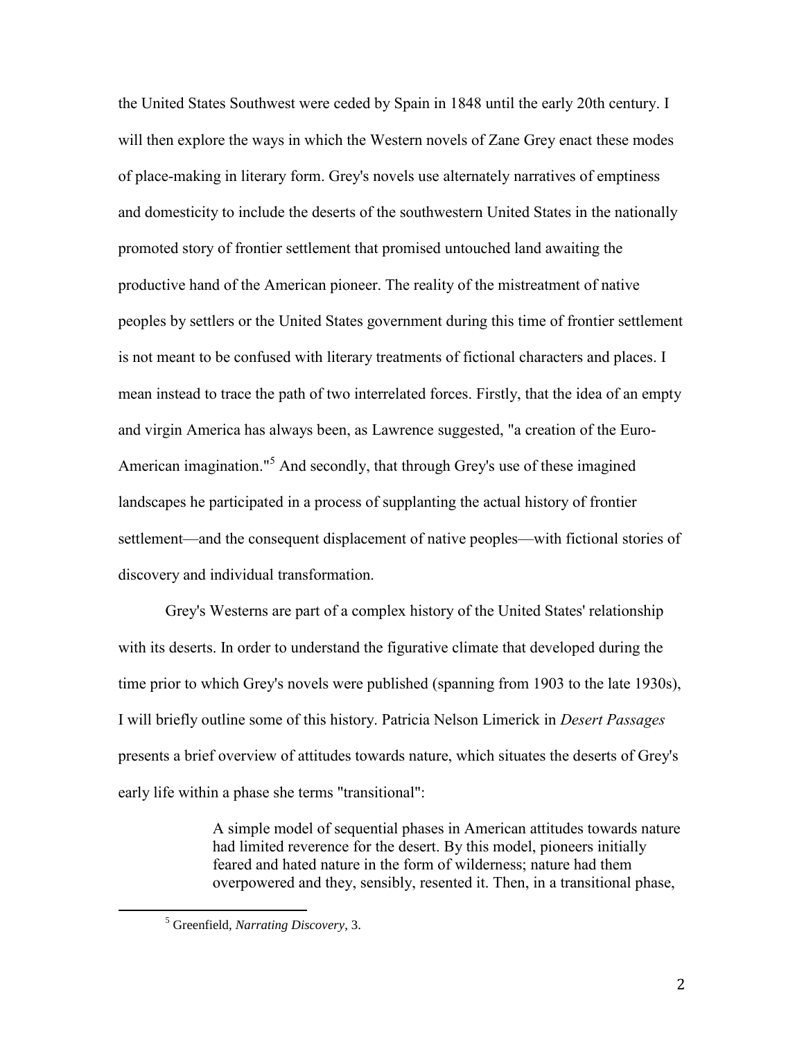the United States Southwest were ceded by Spain in 1848 until the early 20th century. I will then explore the ways in which the Western novels of Zane Grey enact these modes of place-making in literary form. Grey's novels use alternately narratives of emptiness and domesticity to include the deserts of the southwestern United States in the nationally promoted story of frontier settlement that promised untouched land awaiting the productive hand of the American pioneer. The reality of the mistreatment of native peoples by settlers or the United States government during this time of frontier settlement is not meant to be confused with literary treatments of fictional characters and places. I mean instead to trace the path of two interrelated forces. Firstly, that the idea of an empty and virgin America has always been, as Lawrence suggested, "a creation of the Euro-American imagination."[5] And secondly, that through Grey's use of these imagined landscapes he participated in a process of supplanting the actual history of frontier settlement—and the consequent displacement of native peoples—with fictional stories of discovery and individual transformation.

Grey's Westerns are part of a complex history of the United States' relationship with its deserts. In order to understand the figurative climate that developed during the time prior to which Grey's novels were published (spanning from 1903 to the late 1930s), I will briefly outline some of this history. Patricia Nelson Limerick in *Desert Passages* presents a brief overview of attitudes towards nature, which situates the deserts of Grey's early life within a phase she terms "transitional":

> A simple model of sequential phases in American attitudes towards nature had limited reverence for the desert. By this model, pioneers initially feared and hated nature in the form of wilderness; nature had them overpowered and they, sensibly, resented it. Then, in a transitional phase,

[5] Greenfield, *Narrating Discovery*, 3.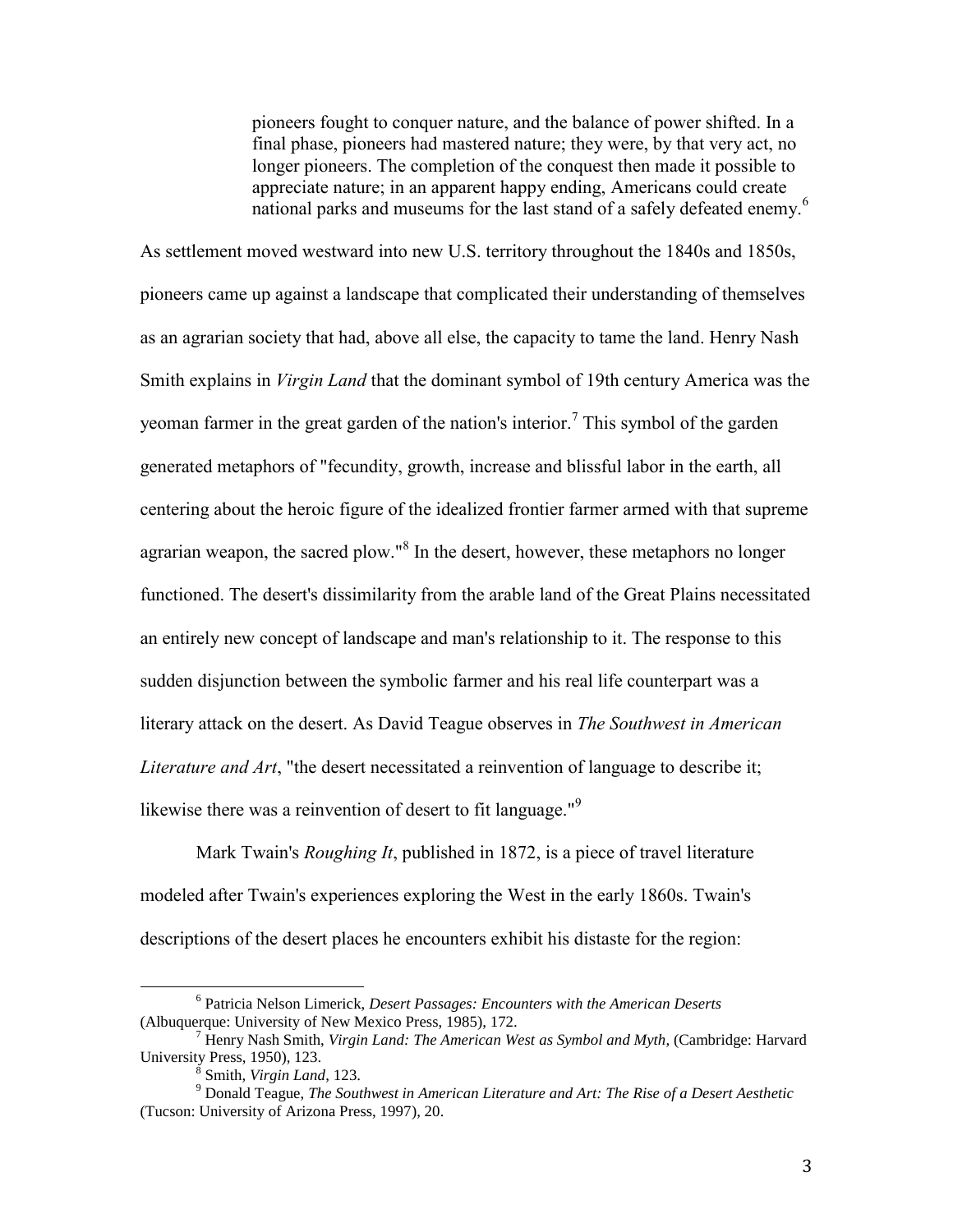> pioneers fought to conquer nature, and the balance of power shifted. In a final phase, pioneers had mastered nature; they were, by that very act, no longer pioneers. The completion of the conquest then made it possible to appreciate nature; in an apparent happy ending, Americans could create national parks and museums for the last stand of a safely defeated enemy.[6]

As settlement moved westward into new U.S. territory throughout the 1840s and 1850s, pioneers came up against a landscape that complicated their understanding of themselves as an agrarian society that had, above all else, the capacity to tame the land. Henry Nash Smith explains in *Virgin Land* that the dominant symbol of 19th century America was the yeoman farmer in the great garden of the nation's interior.[7] This symbol of the garden generated metaphors of "fecundity, growth, increase and blissful labor in the earth, all centering about the heroic figure of the idealized frontier farmer armed with that supreme agrarian weapon, the sacred plow."[8] In the desert, however, these metaphors no longer functioned. The desert's dissimilarity from the arable land of the Great Plains necessitated an entirely new concept of landscape and man's relationship to it. The response to this sudden disjunction between the symbolic farmer and his real life counterpart was a literary attack on the desert. As David Teague observes in *The Southwest in American Literature and Art*, "the desert necessitated a reinvention of language to describe it; likewise there was a reinvention of desert to fit language."[9]

Mark Twain's *Roughing It*, published in 1872, is a piece of travel literature modeled after Twain's experiences exploring the West in the early 1860s. Twain's descriptions of the desert places he encounters exhibit his distaste for the region:

---

[6] Patricia Nelson Limerick, *Desert Passages: Encounters with the American Deserts* (Albuquerque: University of New Mexico Press, 1985), 172.

[7] Henry Nash Smith, *Virgin Land: The American West as Symbol and Myth*, (Cambridge: Harvard University Press, 1950), 123.

[8] Smith, *Virgin Land*, 123.

[9] Donald Teague, *The Southwest in American Literature and Art: The Rise of a Desert Aesthetic* (Tucson: University of Arizona Press, 1997), 20.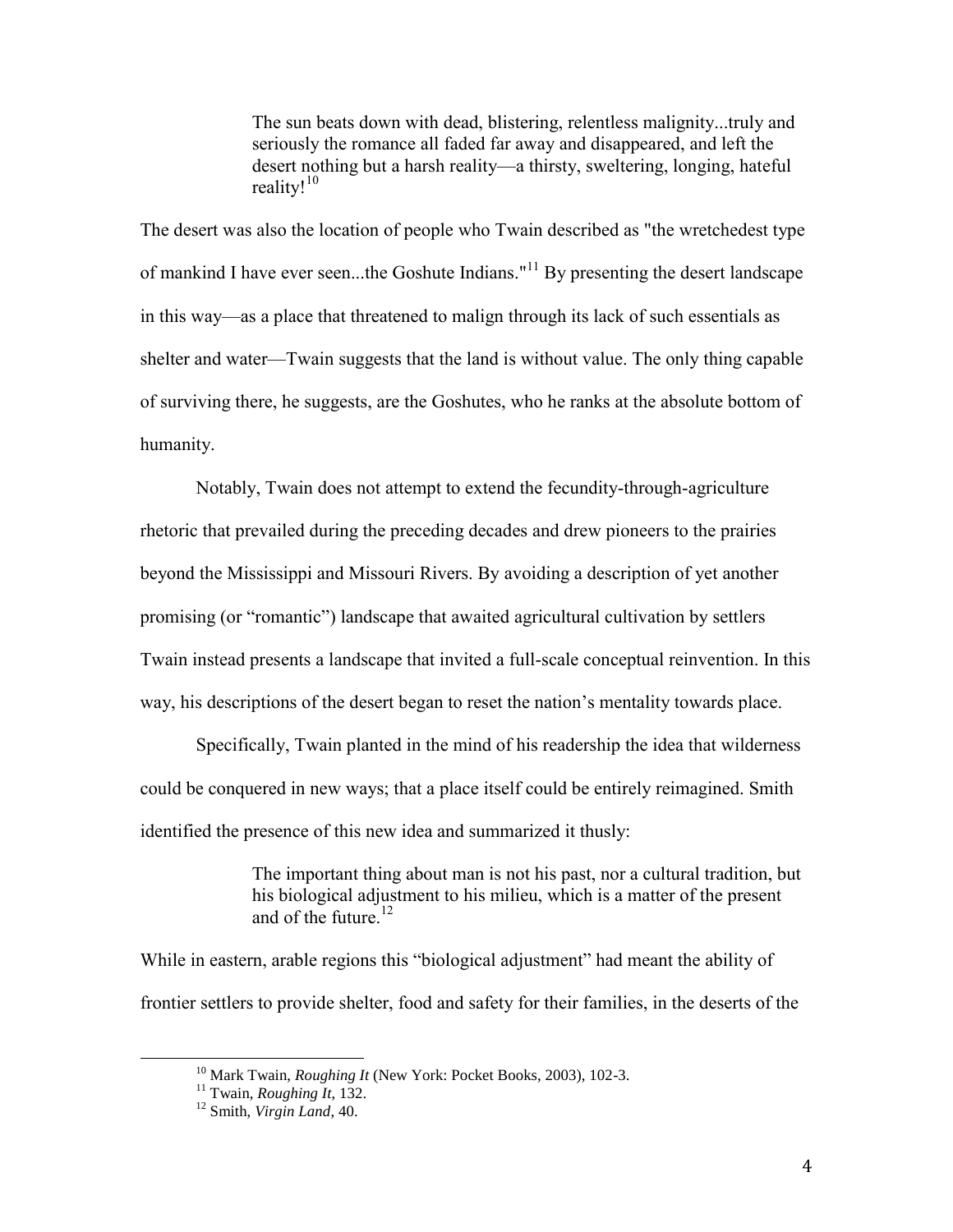> The sun beats down with dead, blistering, relentless malignity...truly and seriously the romance all faded far away and disappeared, and left the desert nothing but a harsh reality—a thirsty, sweltering, longing, hateful reality![10]

The desert was also the location of people who Twain described as "the wretchedest type of mankind I have ever seen...the Goshute Indians."[11] By presenting the desert landscape in this way—as a place that threatened to malign through its lack of such essentials as shelter and water—Twain suggests that the land is without value. The only thing capable of surviving there, he suggests, are the Goshutes, who he ranks at the absolute bottom of humanity.

Notably, Twain does not attempt to extend the fecundity-through-agriculture rhetoric that prevailed during the preceding decades and drew pioneers to the prairies beyond the Mississippi and Missouri Rivers. By avoiding a description of yet another promising (or "romantic") landscape that awaited agricultural cultivation by settlers Twain instead presents a landscape that invited a full-scale conceptual reinvention. In this way, his descriptions of the desert began to reset the nation's mentality towards place.

Specifically, Twain planted in the mind of his readership the idea that wilderness could be conquered in new ways; that a place itself could be entirely reimagined. Smith identified the presence of this new idea and summarized it thusly:

> The important thing about man is not his past, nor a cultural tradition, but his biological adjustment to his milieu, which is a matter of the present and of the future.[12]

While in eastern, arable regions this "biological adjustment" had meant the ability of frontier settlers to provide shelter, food and safety for their families, in the deserts of the

---

[10] Mark Twain, *Roughing It* (New York: Pocket Books, 2003), 102-3.

[11] Twain, *Roughing It*, 132.

[12] Smith, *Virgin Land*, 40.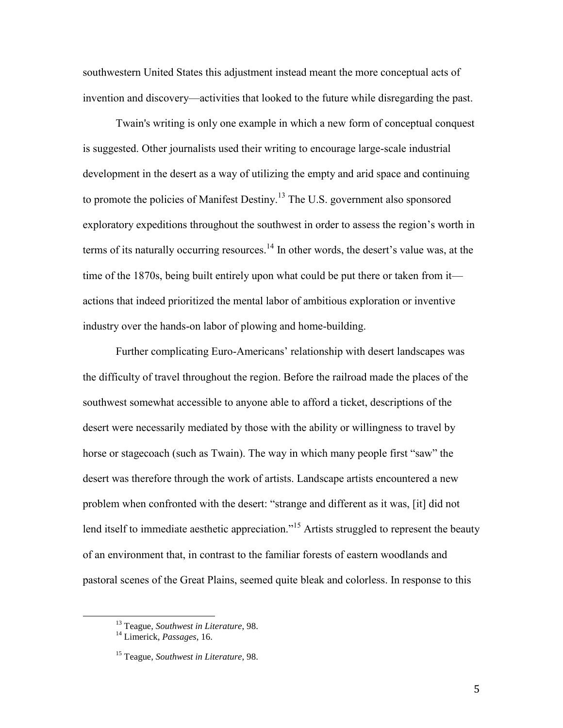southwestern United States this adjustment instead meant the more conceptual acts of invention and discovery—activities that looked to the future while disregarding the past.

Twain's writing is only one example in which a new form of conceptual conquest is suggested. Other journalists used their writing to encourage large-scale industrial development in the desert as a way of utilizing the empty and arid space and continuing to promote the policies of Manifest Destiny.[13] The U.S. government also sponsored exploratory expeditions throughout the southwest in order to assess the region's worth in terms of its naturally occurring resources.[14] In other words, the desert's value was, at the time of the 1870s, being built entirely upon what could be put there or taken from it—actions that indeed prioritized the mental labor of ambitious exploration or inventive industry over the hands-on labor of plowing and home-building.

Further complicating Euro-Americans' relationship with desert landscapes was the difficulty of travel throughout the region. Before the railroad made the places of the southwest somewhat accessible to anyone able to afford a ticket, descriptions of the desert were necessarily mediated by those with the ability or willingness to travel by horse or stagecoach (such as Twain). The way in which many people first "saw" the desert was therefore through the work of artists. Landscape artists encountered a new problem when confronted with the desert: "strange and different as it was, [it] did not lend itself to immediate aesthetic appreciation."[15] Artists struggled to represent the beauty of an environment that, in contrast to the familiar forests of eastern woodlands and pastoral scenes of the Great Plains, seemed quite bleak and colorless. In response to this

---

[13] Teague, *Southwest in Literature*, 98.

[14] Limerick, *Passages*, 16.

[15] Teague, *Southwest in Literature*, 98.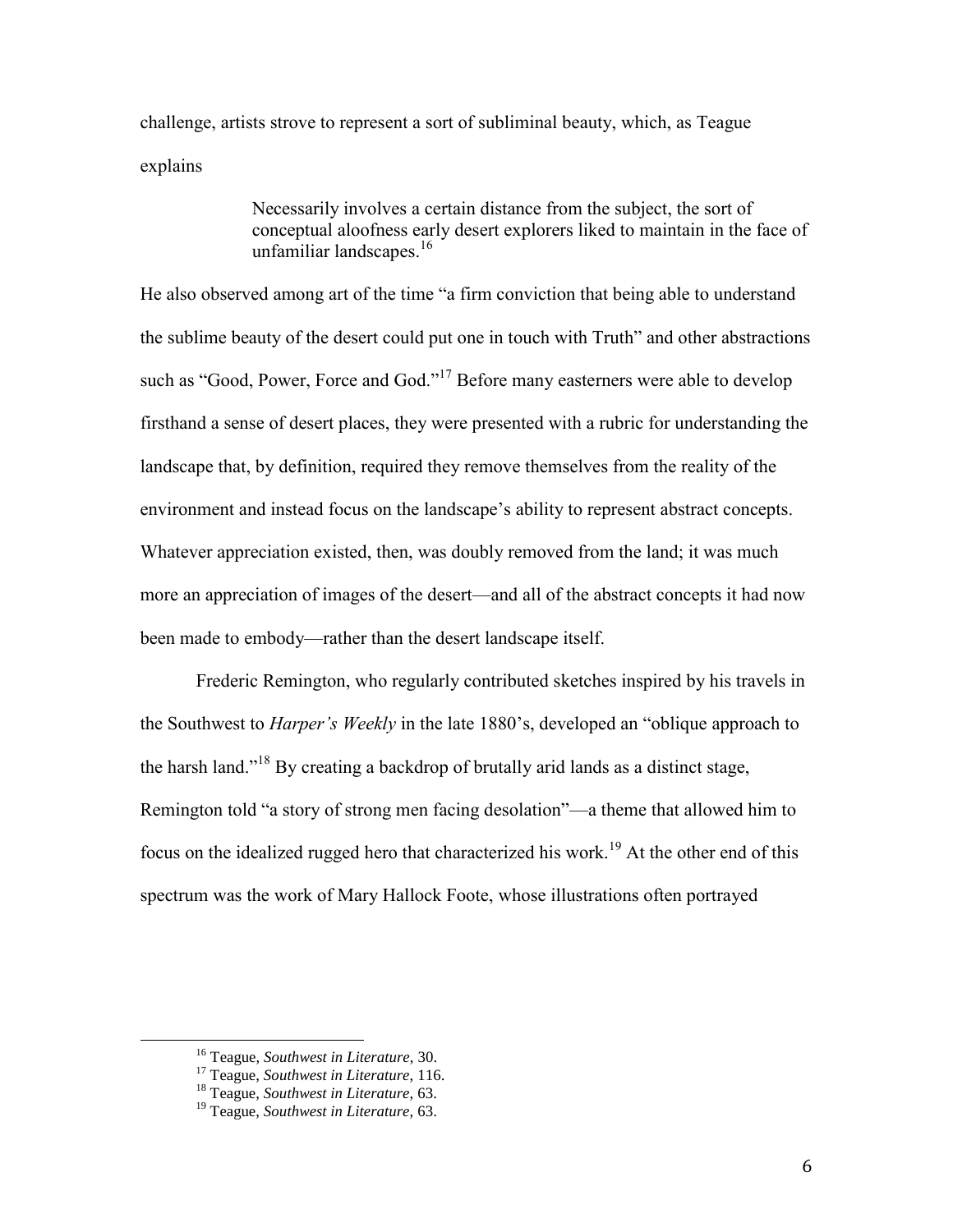challenge, artists strove to represent a sort of subliminal beauty, which, as Teague explains

> Necessarily involves a certain distance from the subject, the sort of conceptual aloofness early desert explorers liked to maintain in the face of unfamiliar landscapes.[16]

He also observed among art of the time "a firm conviction that being able to understand the sublime beauty of the desert could put one in touch with Truth" and other abstractions such as "Good, Power, Force and God."[17] Before many easterners were able to develop firsthand a sense of desert places, they were presented with a rubric for understanding the landscape that, by definition, required they remove themselves from the reality of the environment and instead focus on the landscape's ability to represent abstract concepts. Whatever appreciation existed, then, was doubly removed from the land; it was much more an appreciation of images of the desert—and all of the abstract concepts it had now been made to embody—rather than the desert landscape itself.

Frederic Remington, who regularly contributed sketches inspired by his travels in the Southwest to *Harper's Weekly* in the late 1880's, developed an "oblique approach to the harsh land."[18] By creating a backdrop of brutally arid lands as a distinct stage, Remington told "a story of strong men facing desolation"—a theme that allowed him to focus on the idealized rugged hero that characterized his work.[19] At the other end of this spectrum was the work of Mary Hallock Foote, whose illustrations often portrayed

---

[16] Teague, *Southwest in Literature*, 30.

[17] Teague, *Southwest in Literature*, 116.

[18] Teague, *Southwest in Literature*, 63.

[19] Teague, *Southwest in Literature*, 63.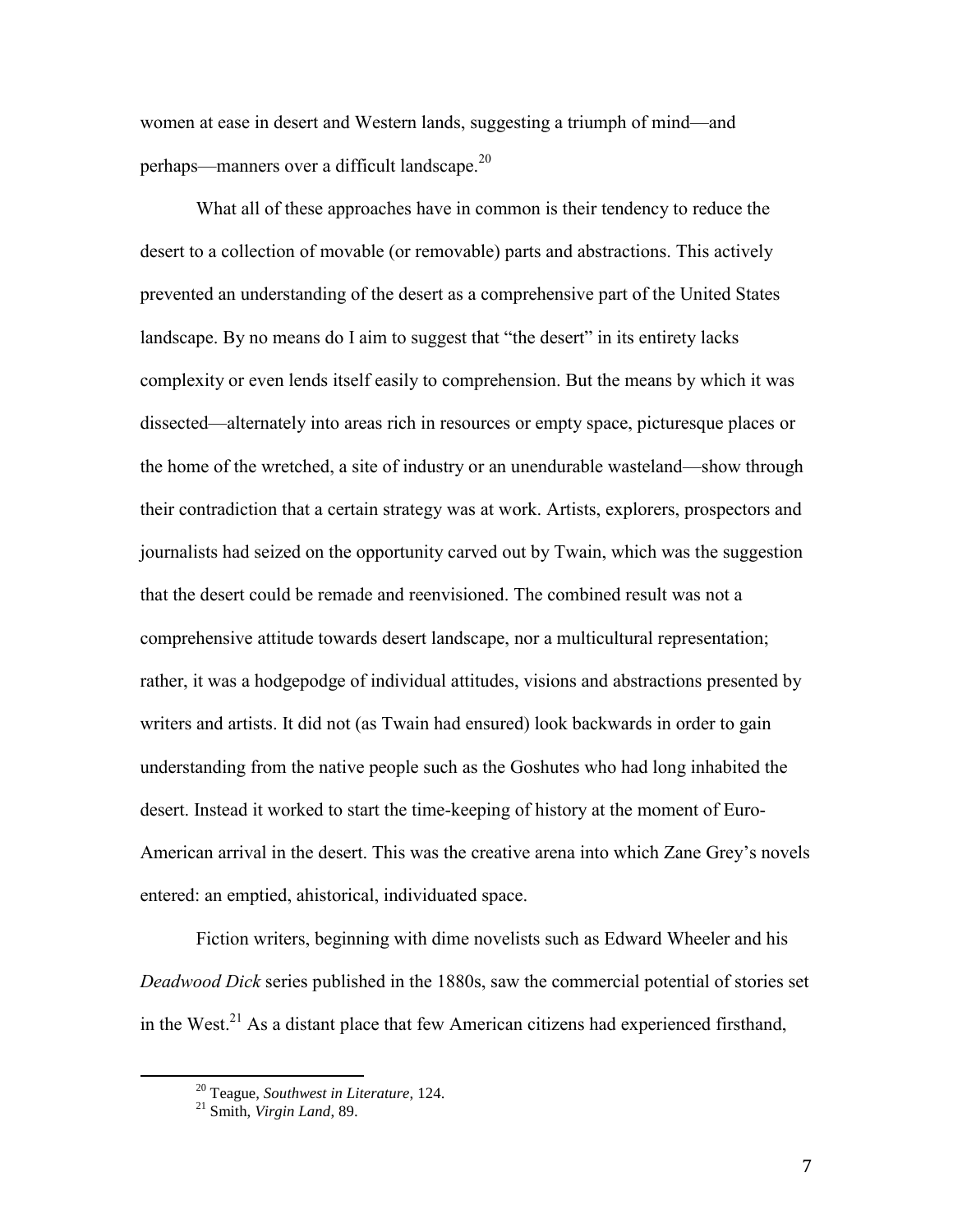women at ease in desert and Western lands, suggesting a triumph of mind—and perhaps—manners over a difficult landscape.[20]

What all of these approaches have in common is their tendency to reduce the desert to a collection of movable (or removable) parts and abstractions. This actively prevented an understanding of the desert as a comprehensive part of the United States landscape. By no means do I aim to suggest that "the desert" in its entirety lacks complexity or even lends itself easily to comprehension. But the means by which it was dissected—alternately into areas rich in resources or empty space, picturesque places or the home of the wretched, a site of industry or an unendurable wasteland—show through their contradiction that a certain strategy was at work. Artists, explorers, prospectors and journalists had seized on the opportunity carved out by Twain, which was the suggestion that the desert could be remade and reenvisioned. The combined result was not a comprehensive attitude towards desert landscape, nor a multicultural representation; rather, it was a hodgepodge of individual attitudes, visions and abstractions presented by writers and artists. It did not (as Twain had ensured) look backwards in order to gain understanding from the native people such as the Goshutes who had long inhabited the desert. Instead it worked to start the time-keeping of history at the moment of Euro-American arrival in the desert. This was the creative arena into which Zane Grey's novels entered: an emptied, ahistorical, individuated space.

Fiction writers, beginning with dime novelists such as Edward Wheeler and his *Deadwood Dick* series published in the 1880s, saw the commercial potential of stories set in the West.[21] As a distant place that few American citizens had experienced firsthand,

---

[20] Teague, *Southwest in Literature*, 124.

[21] Smith, *Virgin Land*, 89.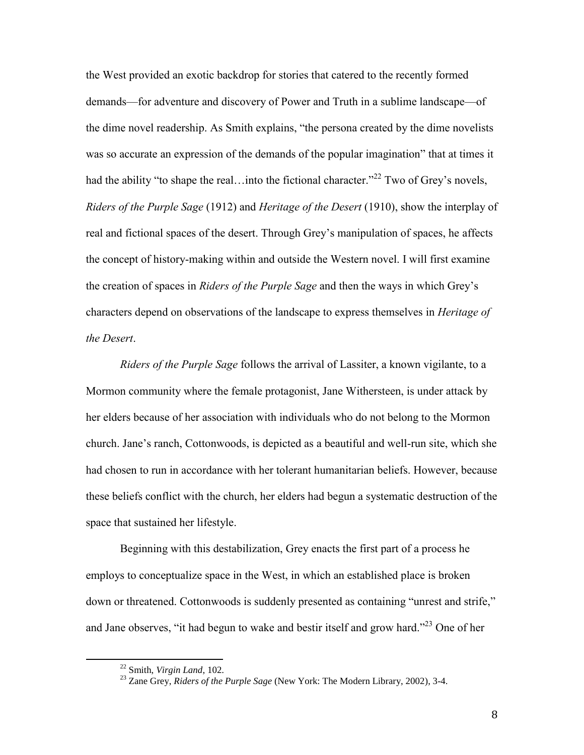the West provided an exotic backdrop for stories that catered to the recently formed demands—for adventure and discovery of Power and Truth in a sublime landscape—of the dime novel readership. As Smith explains, "the persona created by the dime novelists was so accurate an expression of the demands of the popular imagination" that at times it had the ability "to shape the real…into the fictional character."[22] Two of Grey's novels, *Riders of the Purple Sage* (1912) and *Heritage of the Desert* (1910), show the interplay of real and fictional spaces of the desert. Through Grey's manipulation of spaces, he affects the concept of history-making within and outside the Western novel. I will first examine the creation of spaces in *Riders of the Purple Sage* and then the ways in which Grey's characters depend on observations of the landscape to express themselves in *Heritage of the Desert*.

*Riders of the Purple Sage* follows the arrival of Lassiter, a known vigilante, to a Mormon community where the female protagonist, Jane Withersteen, is under attack by her elders because of her association with individuals who do not belong to the Mormon church. Jane's ranch, Cottonwoods, is depicted as a beautiful and well-run site, which she had chosen to run in accordance with her tolerant humanitarian beliefs. However, because these beliefs conflict with the church, her elders had begun a systematic destruction of the space that sustained her lifestyle.

Beginning with this destabilization, Grey enacts the first part of a process he employs to conceptualize space in the West, in which an established place is broken down or threatened. Cottonwoods is suddenly presented as containing "unrest and strife," and Jane observes, "it had begun to wake and bestir itself and grow hard."[23] One of her

---

[22] Smith, *Virgin Land*, 102.

[23] Zane Grey, *Riders of the Purple Sage* (New York: The Modern Library, 2002), 3-4.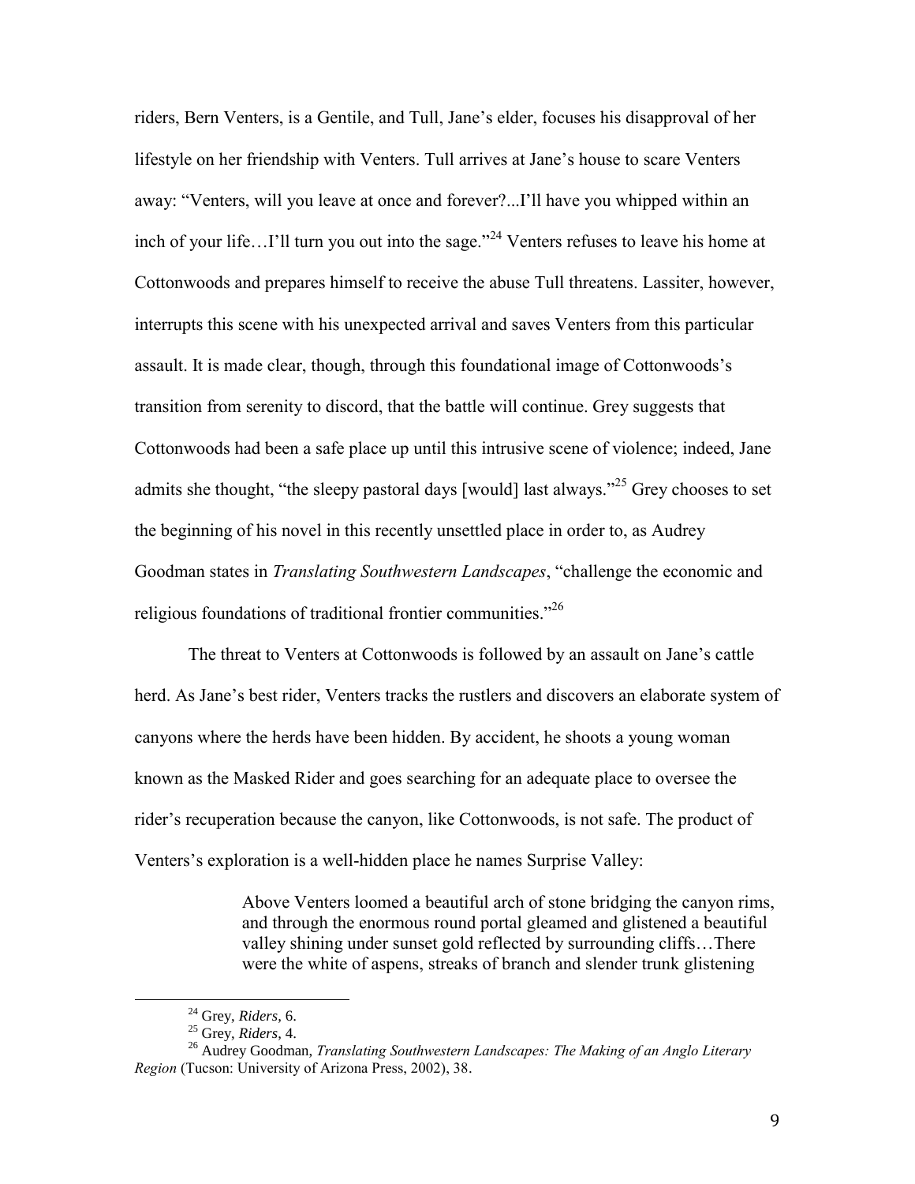riders, Bern Venters, is a Gentile, and Tull, Jane's elder, focuses his disapproval of her lifestyle on her friendship with Venters. Tull arrives at Jane's house to scare Venters away: "Venters, will you leave at once and forever?...I'll have you whipped within an inch of your life…I'll turn you out into the sage."[24] Venters refuses to leave his home at Cottonwoods and prepares himself to receive the abuse Tull threatens. Lassiter, however, interrupts this scene with his unexpected arrival and saves Venters from this particular assault. It is made clear, though, through this foundational image of Cottonwoods's transition from serenity to discord, that the battle will continue. Grey suggests that Cottonwoods had been a safe place up until this intrusive scene of violence; indeed, Jane admits she thought, "the sleepy pastoral days [would] last always."[25] Grey chooses to set the beginning of his novel in this recently unsettled place in order to, as Audrey Goodman states in *Translating Southwestern Landscapes*, "challenge the economic and religious foundations of traditional frontier communities."[26]

The threat to Venters at Cottonwoods is followed by an assault on Jane's cattle herd. As Jane's best rider, Venters tracks the rustlers and discovers an elaborate system of canyons where the herds have been hidden. By accident, he shoots a young woman known as the Masked Rider and goes searching for an adequate place to oversee the rider's recuperation because the canyon, like Cottonwoods, is not safe. The product of Venters's exploration is a well-hidden place he names Surprise Valley:

> Above Venters loomed a beautiful arch of stone bridging the canyon rims, and through the enormous round portal gleamed and glistened a beautiful valley shining under sunset gold reflected by surrounding cliffs…There were the white of aspens, streaks of branch and slender trunk glistening

---

[24] Grey, *Riders*, 6.

[25] Grey, *Riders*, 4.

[26] Audrey Goodman, *Translating Southwestern Landscapes: The Making of an Anglo Literary Region* (Tucson: University of Arizona Press, 2002), 38.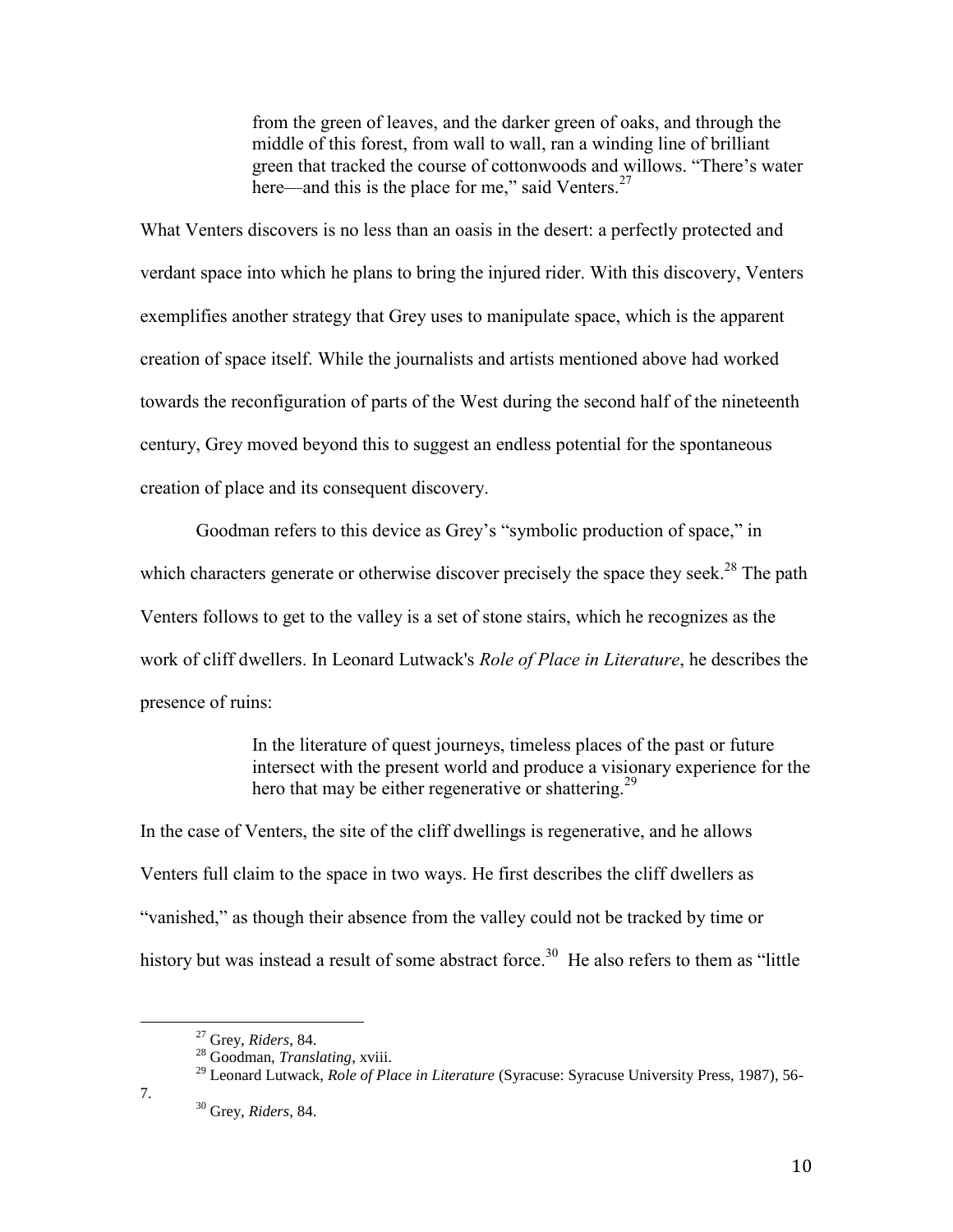> from the green of leaves, and the darker green of oaks, and through the middle of this forest, from wall to wall, ran a winding line of brilliant green that tracked the course of cottonwoods and willows. "There's water here—and this is the place for me," said Venters.[27]

What Venters discovers is no less than an oasis in the desert: a perfectly protected and verdant space into which he plans to bring the injured rider. With this discovery, Venters exemplifies another strategy that Grey uses to manipulate space, which is the apparent creation of space itself. While the journalists and artists mentioned above had worked towards the reconfiguration of parts of the West during the second half of the nineteenth century, Grey moved beyond this to suggest an endless potential for the spontaneous creation of place and its consequent discovery.

Goodman refers to this device as Grey's "symbolic production of space," in which characters generate or otherwise discover precisely the space they seek.[28] The path Venters follows to get to the valley is a set of stone stairs, which he recognizes as the work of cliff dwellers. In Leonard Lutwack's *Role of Place in Literature*, he describes the presence of ruins:

> In the literature of quest journeys, timeless places of the past or future intersect with the present world and produce a visionary experience for the hero that may be either regenerative or shattering.[29]

In the case of Venters, the site of the cliff dwellings is regenerative, and he allows Venters full claim to the space in two ways. He first describes the cliff dwellers as "vanished," as though their absence from the valley could not be tracked by time or history but was instead a result of some abstract force.[30] He also refers to them as "little

---

[27] Grey, *Riders*, 84.

[28] Goodman, *Translating*, xviii.

[29] Leonard Lutwack, *Role of Place in Literature* (Syracuse: Syracuse University Press, 1987), 56-7.

[30] Grey, *Riders*, 84.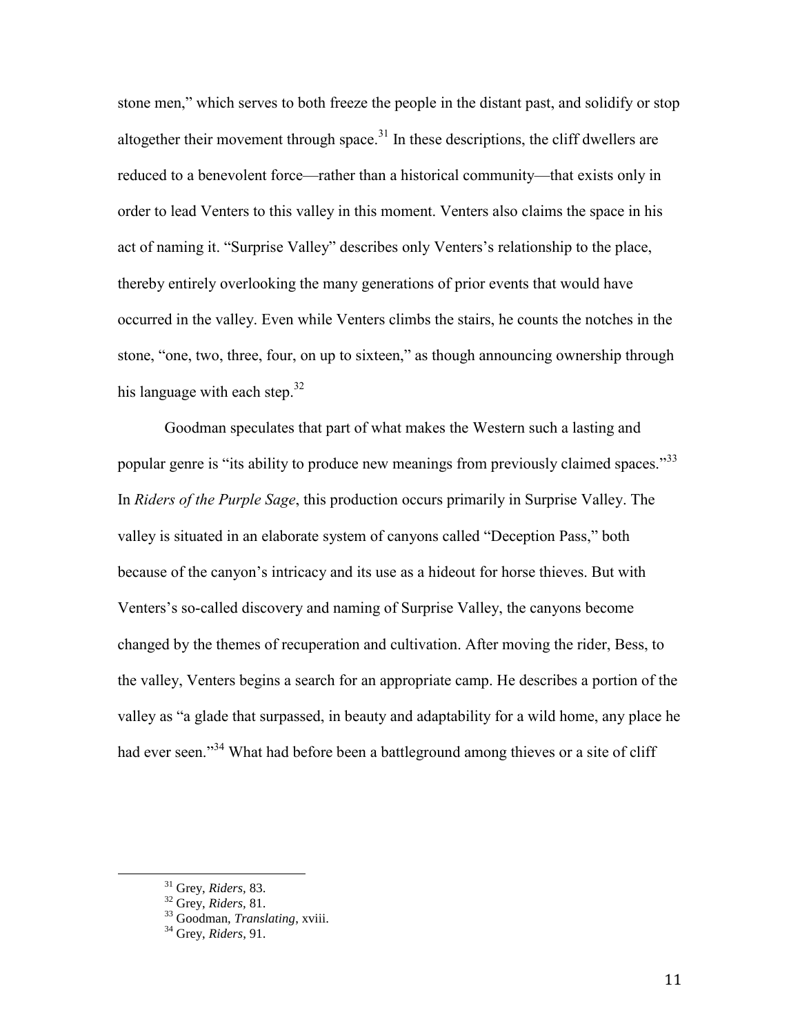stone men," which serves to both freeze the people in the distant past, and solidify or stop altogether their movement through space.[31] In these descriptions, the cliff dwellers are reduced to a benevolent force—rather than a historical community—that exists only in order to lead Venters to this valley in this moment. Venters also claims the space in his act of naming it. "Surprise Valley" describes only Venters's relationship to the place, thereby entirely overlooking the many generations of prior events that would have occurred in the valley. Even while Venters climbs the stairs, he counts the notches in the stone, "one, two, three, four, on up to sixteen," as though announcing ownership through his language with each step.[32]

Goodman speculates that part of what makes the Western such a lasting and popular genre is "its ability to produce new meanings from previously claimed spaces."[33] In *Riders of the Purple Sage*, this production occurs primarily in Surprise Valley. The valley is situated in an elaborate system of canyons called "Deception Pass," both because of the canyon's intricacy and its use as a hideout for horse thieves. But with Venters's so-called discovery and naming of Surprise Valley, the canyons become changed by the themes of recuperation and cultivation. After moving the rider, Bess, to the valley, Venters begins a search for an appropriate camp. He describes a portion of the valley as "a glade that surpassed, in beauty and adaptability for a wild home, any place he had ever seen."[34] What had before been a battleground among thieves or a site of cliff

---

[31] Grey, *Riders*, 83.

[32] Grey, *Riders*, 81.

[33] Goodman, *Translating*, xviii.

[34] Grey, *Riders*, 91.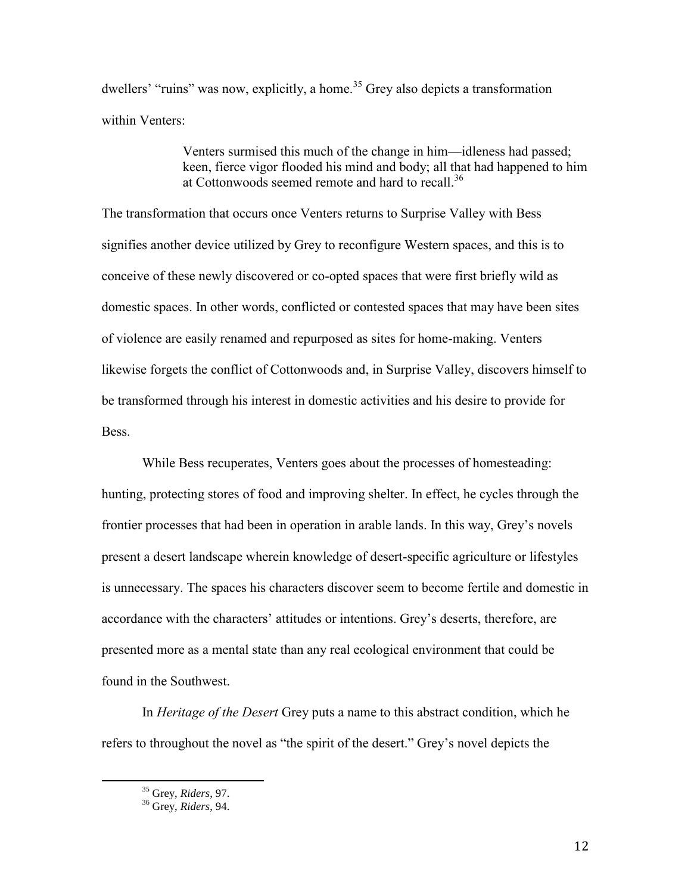dwellers' "ruins" was now, explicitly, a home.[35] Grey also depicts a transformation within Venters:

> Venters surmised this much of the change in him—idleness had passed; keen, fierce vigor flooded his mind and body; all that had happened to him at Cottonwoods seemed remote and hard to recall.[36]

The transformation that occurs once Venters returns to Surprise Valley with Bess signifies another device utilized by Grey to reconfigure Western spaces, and this is to conceive of these newly discovered or co-opted spaces that were first briefly wild as domestic spaces. In other words, conflicted or contested spaces that may have been sites of violence are easily renamed and repurposed as sites for home-making. Venters likewise forgets the conflict of Cottonwoods and, in Surprise Valley, discovers himself to be transformed through his interest in domestic activities and his desire to provide for Bess.

While Bess recuperates, Venters goes about the processes of homesteading: hunting, protecting stores of food and improving shelter. In effect, he cycles through the frontier processes that had been in operation in arable lands. In this way, Grey's novels present a desert landscape wherein knowledge of desert-specific agriculture or lifestyles is unnecessary. The spaces his characters discover seem to become fertile and domestic in accordance with the characters' attitudes or intentions. Grey's deserts, therefore, are presented more as a mental state than any real ecological environment that could be found in the Southwest.

In *Heritage of the Desert* Grey puts a name to this abstract condition, which he refers to throughout the novel as "the spirit of the desert." Grey's novel depicts the

[35] Grey, *Riders*, 97.
[36] Grey, *Riders*, 94.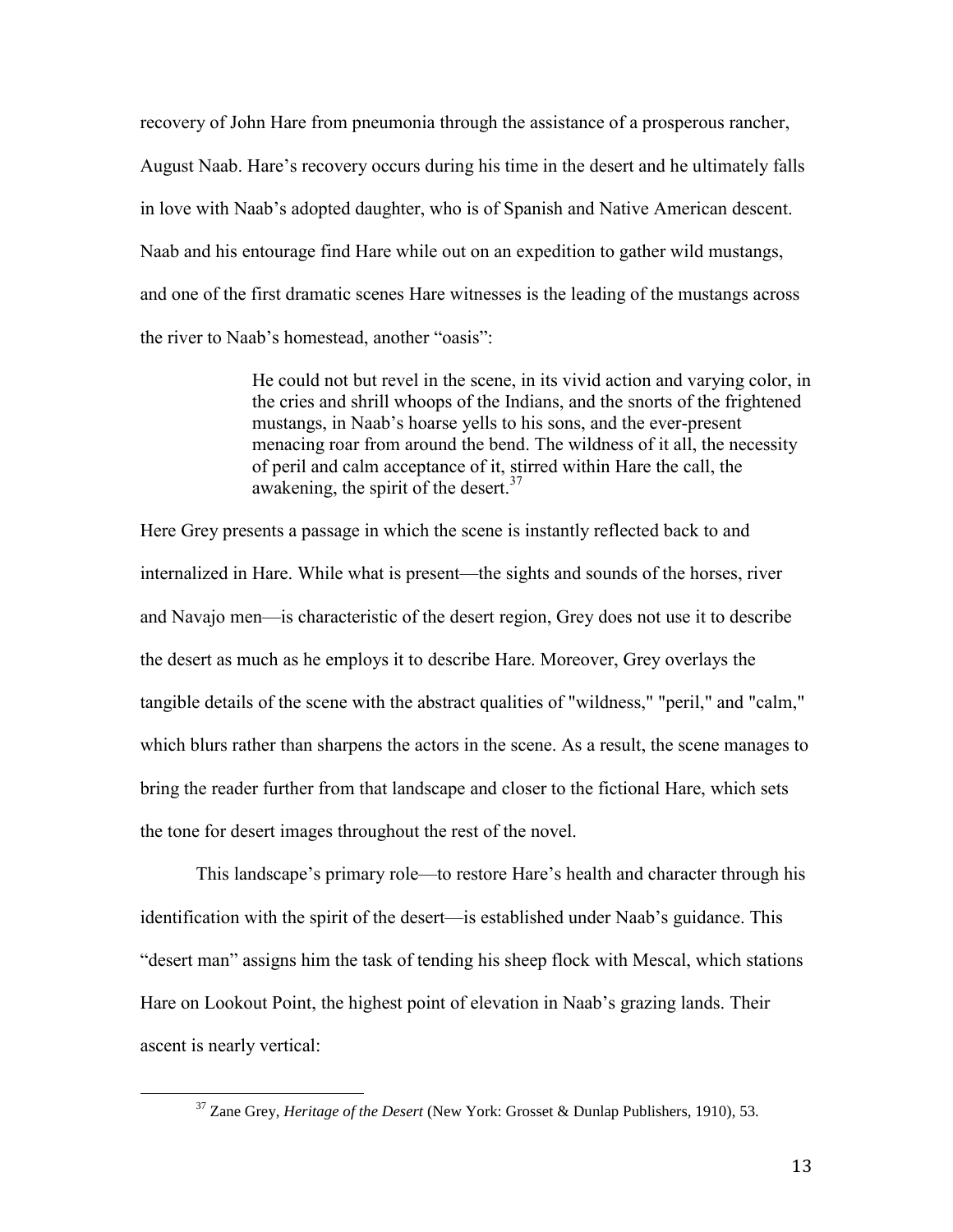recovery of John Hare from pneumonia through the assistance of a prosperous rancher, August Naab. Hare's recovery occurs during his time in the desert and he ultimately falls in love with Naab's adopted daughter, who is of Spanish and Native American descent. Naab and his entourage find Hare while out on an expedition to gather wild mustangs, and one of the first dramatic scenes Hare witnesses is the leading of the mustangs across the river to Naab's homestead, another "oasis":

> He could not but revel in the scene, in its vivid action and varying color, in the cries and shrill whoops of the Indians, and the snorts of the frightened mustangs, in Naab's hoarse yells to his sons, and the ever-present menacing roar from around the bend. The wildness of it all, the necessity of peril and calm acceptance of it, stirred within Hare the call, the awakening, the spirit of the desert.[37]

Here Grey presents a passage in which the scene is instantly reflected back to and internalized in Hare. While what is present—the sights and sounds of the horses, river and Navajo men—is characteristic of the desert region, Grey does not use it to describe the desert as much as he employs it to describe Hare. Moreover, Grey overlays the tangible details of the scene with the abstract qualities of "wildness," "peril," and "calm," which blurs rather than sharpens the actors in the scene. As a result, the scene manages to bring the reader further from that landscape and closer to the fictional Hare, which sets the tone for desert images throughout the rest of the novel.

This landscape's primary role—to restore Hare's health and character through his identification with the spirit of the desert—is established under Naab's guidance. This "desert man" assigns him the task of tending his sheep flock with Mescal, which stations Hare on Lookout Point, the highest point of elevation in Naab's grazing lands. Their ascent is nearly vertical:

---

[37] Zane Grey, *Heritage of the Desert* (New York: Grosset & Dunlap Publishers, 1910), 53.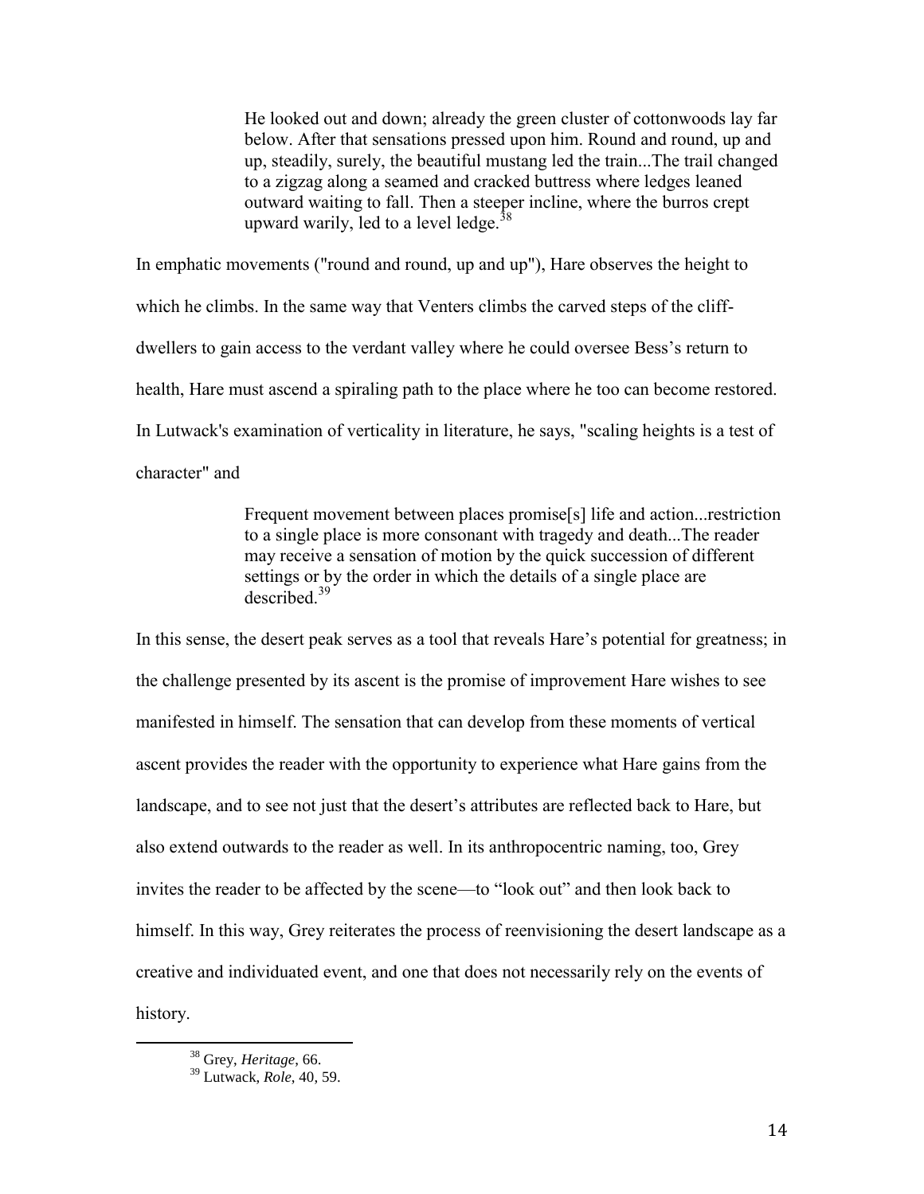> He looked out and down; already the green cluster of cottonwoods lay far below. After that sensations pressed upon him. Round and round, up and up, steadily, surely, the beautiful mustang led the train...The trail changed to a zigzag along a seamed and cracked buttress where ledges leaned outward waiting to fall. Then a steeper incline, where the burros crept upward warily, led to a level ledge.[38]

In emphatic movements ("round and round, up and up"), Hare observes the height to which he climbs. In the same way that Venters climbs the carved steps of the cliff-dwellers to gain access to the verdant valley where he could oversee Bess's return to health, Hare must ascend a spiraling path to the place where he too can become restored. In Lutwack's examination of verticality in literature, he says, "scaling heights is a test of character" and

> Frequent movement between places promise[s] life and action...restriction to a single place is more consonant with tragedy and death...The reader may receive a sensation of motion by the quick succession of different settings or by the order in which the details of a single place are described.[39]

In this sense, the desert peak serves as a tool that reveals Hare's potential for greatness; in the challenge presented by its ascent is the promise of improvement Hare wishes to see manifested in himself. The sensation that can develop from these moments of vertical ascent provides the reader with the opportunity to experience what Hare gains from the landscape, and to see not just that the desert's attributes are reflected back to Hare, but also extend outwards to the reader as well. In its anthropocentric naming, too, Grey invites the reader to be affected by the scene—to "look out" and then look back to himself. In this way, Grey reiterates the process of reenvisioning the desert landscape as a creative and individuated event, and one that does not necessarily rely on the events of history.

---

[38] Grey, *Heritage*, 66.

[39] Lutwack, *Role*, 40, 59.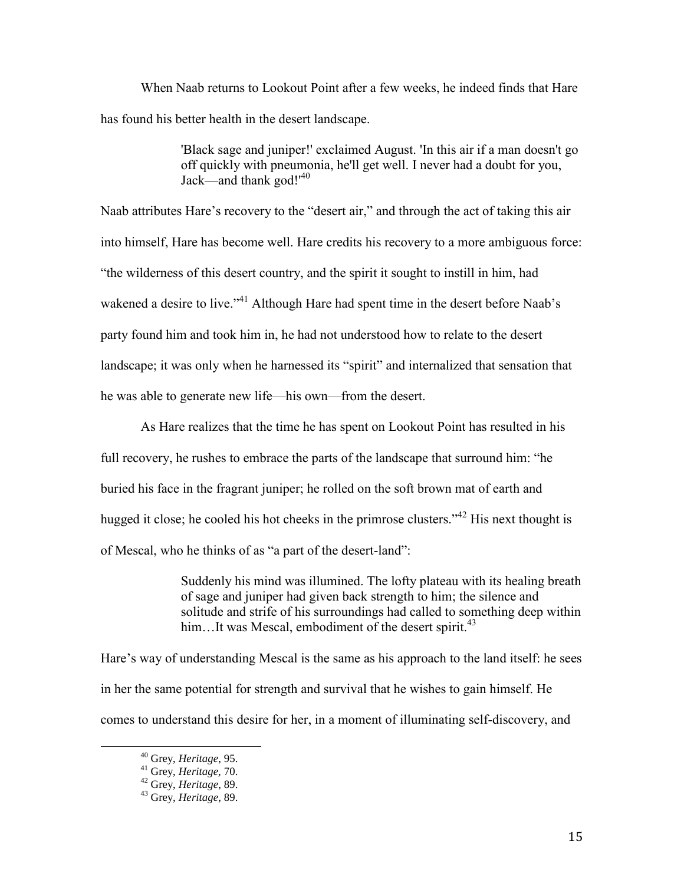When Naab returns to Lookout Point after a few weeks, he indeed finds that Hare has found his better health in the desert landscape.

> 'Black sage and juniper!' exclaimed August. 'In this air if a man doesn't go off quickly with pneumonia, he'll get well. I never had a doubt for you, Jack—and thank god!'[40]

Naab attributes Hare's recovery to the "desert air," and through the act of taking this air into himself, Hare has become well. Hare credits his recovery to a more ambiguous force: "the wilderness of this desert country, and the spirit it sought to instill in him, had wakened a desire to live."[41] Although Hare had spent time in the desert before Naab's party found him and took him in, he had not understood how to relate to the desert landscape; it was only when he harnessed its "spirit" and internalized that sensation that he was able to generate new life—his own—from the desert.

As Hare realizes that the time he has spent on Lookout Point has resulted in his full recovery, he rushes to embrace the parts of the landscape that surround him: "he buried his face in the fragrant juniper; he rolled on the soft brown mat of earth and hugged it close; he cooled his hot cheeks in the primrose clusters."[42] His next thought is of Mescal, who he thinks of as "a part of the desert-land":

> Suddenly his mind was illumined. The lofty plateau with its healing breath of sage and juniper had given back strength to him; the silence and solitude and strife of his surroundings had called to something deep within him…It was Mescal, embodiment of the desert spirit.[43]

Hare's way of understanding Mescal is the same as his approach to the land itself: he sees in her the same potential for strength and survival that he wishes to gain himself. He comes to understand this desire for her, in a moment of illuminating self-discovery, and

---

[40] Grey, *Heritage*, 95.

[41] Grey, *Heritage*, 70.

[42] Grey, *Heritage*, 89.

[43] Grey, *Heritage*, 89.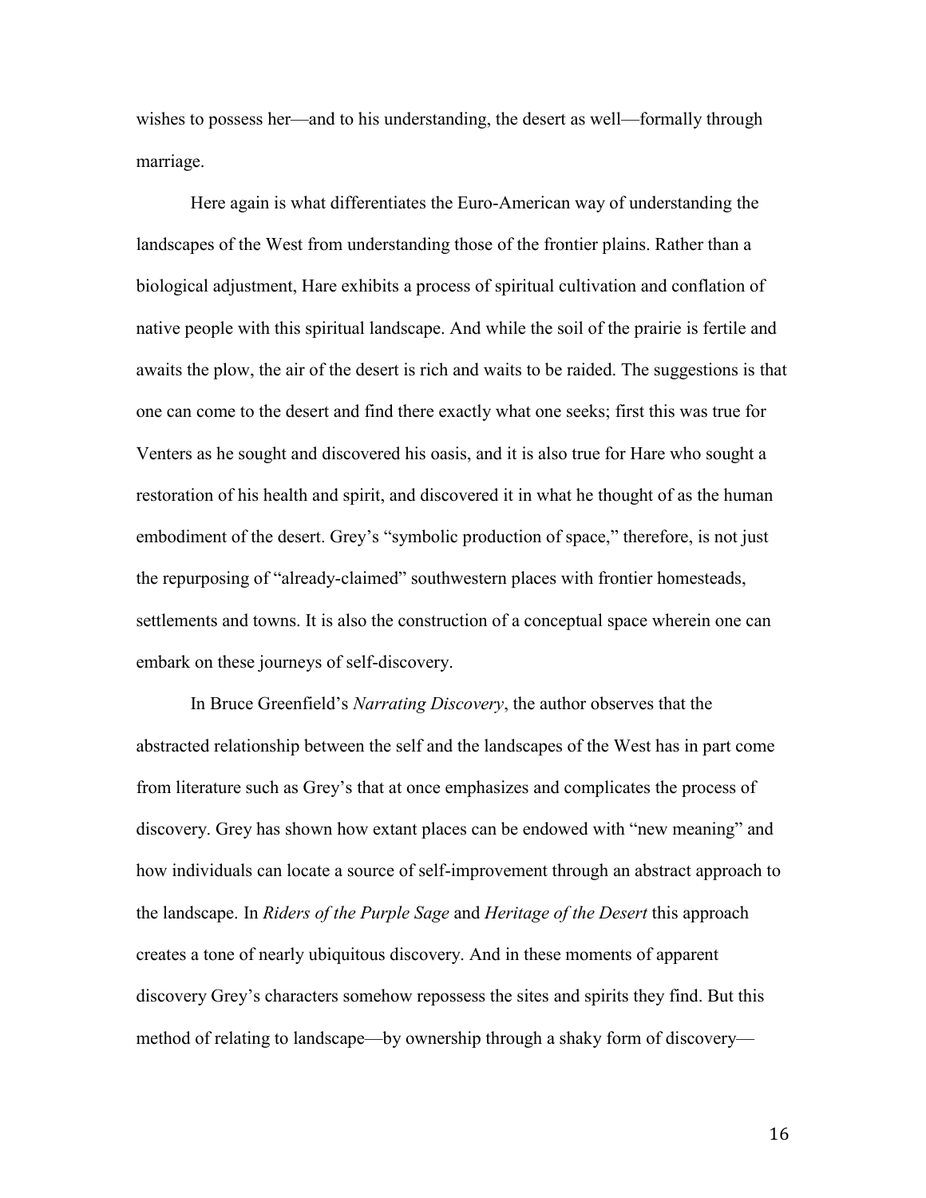wishes to possess her—and to his understanding, the desert as well—formally through marriage.

Here again is what differentiates the Euro-American way of understanding the landscapes of the West from understanding those of the frontier plains. Rather than a biological adjustment, Hare exhibits a process of spiritual cultivation and conflation of native people with this spiritual landscape. And while the soil of the prairie is fertile and awaits the plow, the air of the desert is rich and waits to be raided. The suggestions is that one can come to the desert and find there exactly what one seeks; first this was true for Venters as he sought and discovered his oasis, and it is also true for Hare who sought a restoration of his health and spirit, and discovered it in what he thought of as the human embodiment of the desert. Grey's "symbolic production of space," therefore, is not just the repurposing of "already-claimed" southwestern places with frontier homesteads, settlements and towns. It is also the construction of a conceptual space wherein one can embark on these journeys of self-discovery.

In Bruce Greenfield's *Narrating Discovery*, the author observes that the abstracted relationship between the self and the landscapes of the West has in part come from literature such as Grey's that at once emphasizes and complicates the process of discovery. Grey has shown how extant places can be endowed with "new meaning" and how individuals can locate a source of self-improvement through an abstract approach to the landscape. In *Riders of the Purple Sage* and *Heritage of the Desert* this approach creates a tone of nearly ubiquitous discovery. And in these moments of apparent discovery Grey's characters somehow repossess the sites and spirits they find. But this method of relating to landscape—by ownership through a shaky form of discovery—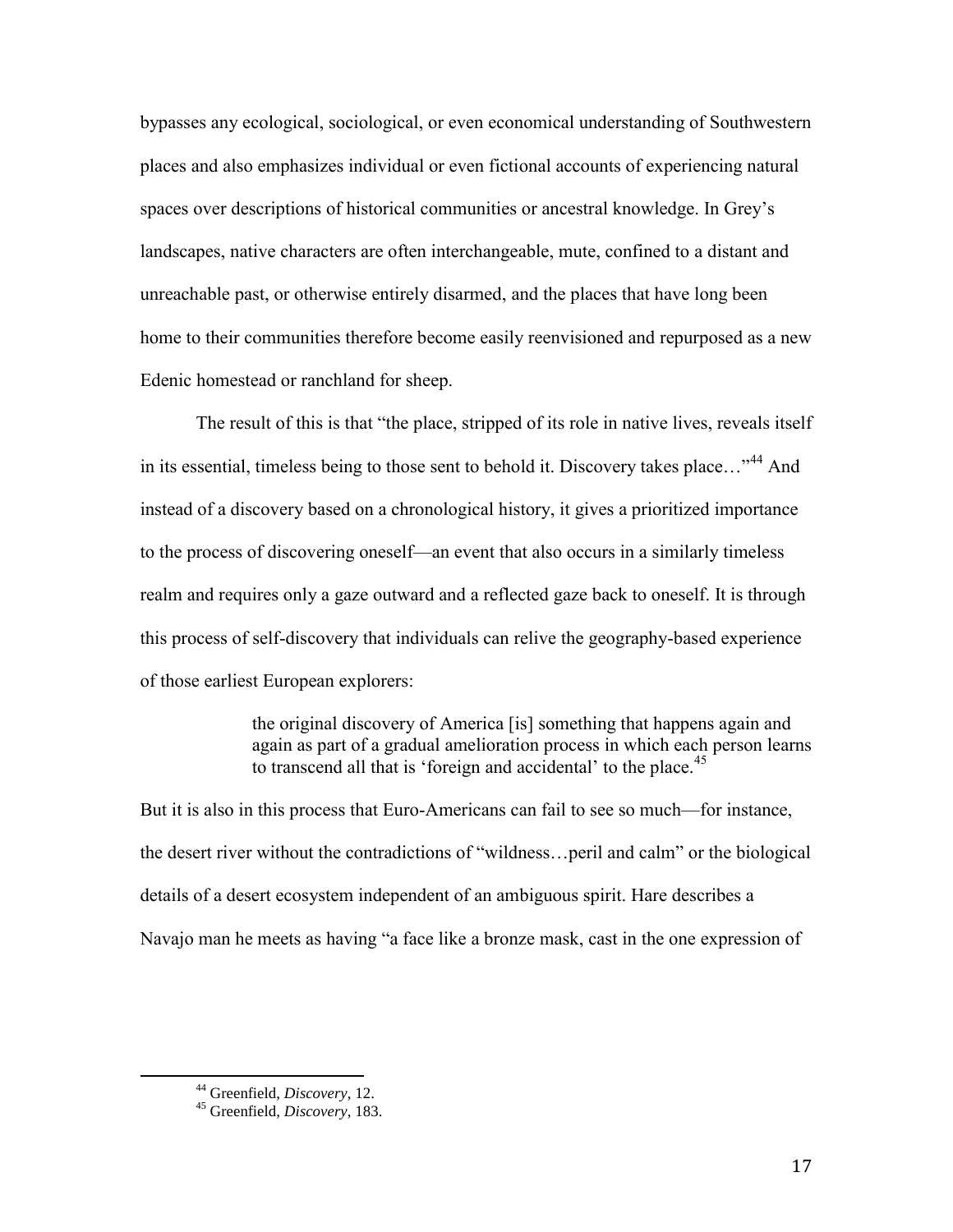bypasses any ecological, sociological, or even economical understanding of Southwestern places and also emphasizes individual or even fictional accounts of experiencing natural spaces over descriptions of historical communities or ancestral knowledge. In Grey's landscapes, native characters are often interchangeable, mute, confined to a distant and unreachable past, or otherwise entirely disarmed, and the places that have long been home to their communities therefore become easily reenvisioned and repurposed as a new Edenic homestead or ranchland for sheep.

The result of this is that "the place, stripped of its role in native lives, reveals itself in its essential, timeless being to those sent to behold it. Discovery takes place…"[44] And instead of a discovery based on a chronological history, it gives a prioritized importance to the process of discovering oneself—an event that also occurs in a similarly timeless realm and requires only a gaze outward and a reflected gaze back to oneself. It is through this process of self-discovery that individuals can relive the geography-based experience of those earliest European explorers:

> the original discovery of America [is] something that happens again and again as part of a gradual amelioration process in which each person learns to transcend all that is 'foreign and accidental' to the place.[45]

But it is also in this process that Euro-Americans can fail to see so much—for instance, the desert river without the contradictions of "wildness…peril and calm" or the biological details of a desert ecosystem independent of an ambiguous spirit. Hare describes a Navajo man he meets as having "a face like a bronze mask, cast in the one expression of

---

[44] Greenfield, *Discovery*, 12.

[45] Greenfield, *Discovery*, 183.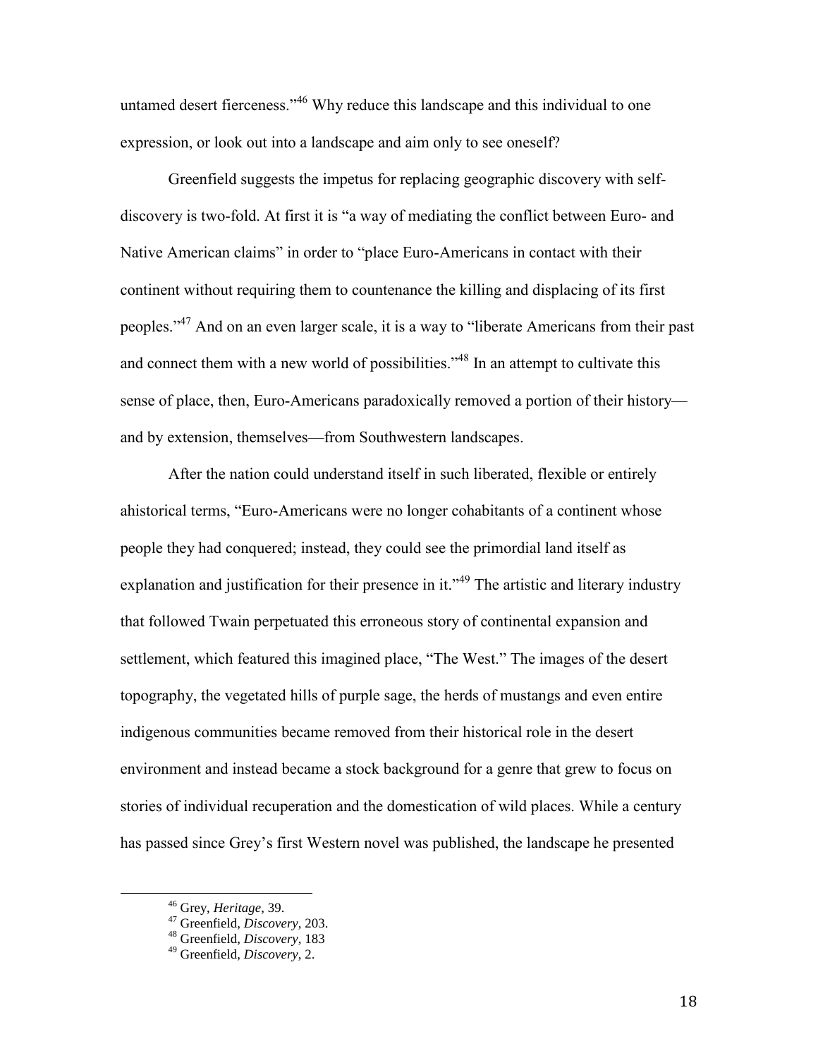untamed desert fierceness."[46] Why reduce this landscape and this individual to one expression, or look out into a landscape and aim only to see oneself?

Greenfield suggests the impetus for replacing geographic discovery with self-discovery is two-fold. At first it is "a way of mediating the conflict between Euro- and Native American claims" in order to "place Euro-Americans in contact with their continent without requiring them to countenance the killing and displacing of its first peoples."[47] And on an even larger scale, it is a way to "liberate Americans from their past and connect them with a new world of possibilities."[48] In an attempt to cultivate this sense of place, then, Euro-Americans paradoxically removed a portion of their history—and by extension, themselves—from Southwestern landscapes.

After the nation could understand itself in such liberated, flexible or entirely ahistorical terms, "Euro-Americans were no longer cohabitants of a continent whose people they had conquered; instead, they could see the primordial land itself as explanation and justification for their presence in it."[49] The artistic and literary industry that followed Twain perpetuated this erroneous story of continental expansion and settlement, which featured this imagined place, "The West." The images of the desert topography, the vegetated hills of purple sage, the herds of mustangs and even entire indigenous communities became removed from their historical role in the desert environment and instead became a stock background for a genre that grew to focus on stories of individual recuperation and the domestication of wild places. While a century has passed since Grey's first Western novel was published, the landscape he presented

---

[46] Grey, *Heritage*, 39.

[47] Greenfield, *Discovery*, 203.

[48] Greenfield, *Discovery*, 183

[49] Greenfield, *Discovery*, 2.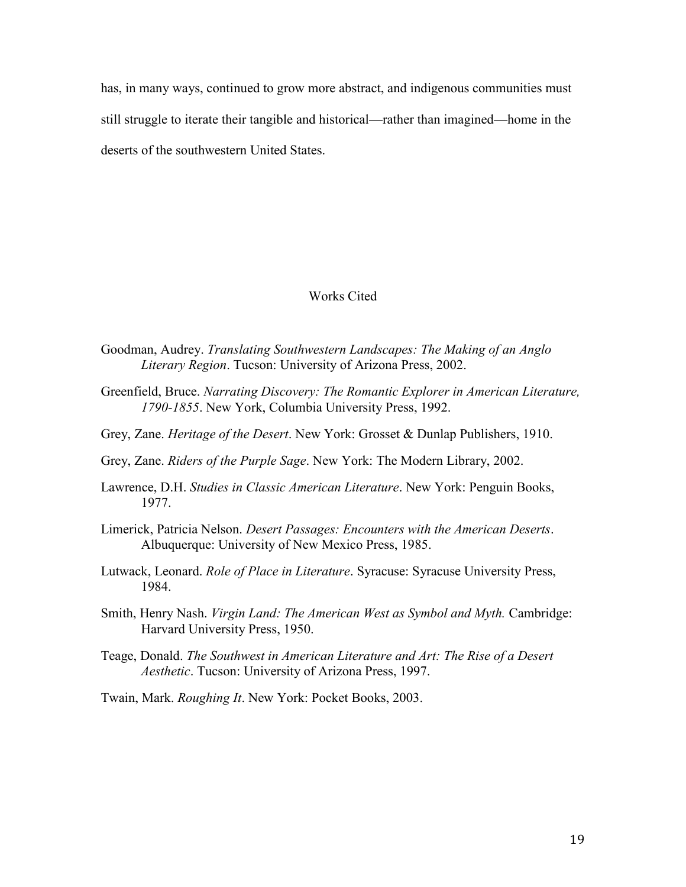has, in many ways, continued to grow more abstract, and indigenous communities must still struggle to iterate their tangible and historical—rather than imagined—home in the deserts of the southwestern United States.

## Works Cited

Goodman, Audrey. *Translating Southwestern Landscapes: The Making of an Anglo Literary Region*. Tucson: University of Arizona Press, 2002.

Greenfield, Bruce. *Narrating Discovery: The Romantic Explorer in American Literature, 1790-1855*. New York, Columbia University Press, 1992.

Grey, Zane. *Heritage of the Desert*. New York: Grosset & Dunlap Publishers, 1910.

Grey, Zane. *Riders of the Purple Sage*. New York: The Modern Library, 2002.

Lawrence, D.H. *Studies in Classic American Literature*. New York: Penguin Books, 1977.

Limerick, Patricia Nelson. *Desert Passages: Encounters with the American Deserts*. Albuquerque: University of New Mexico Press, 1985.

Lutwack, Leonard. *Role of Place in Literature*. Syracuse: Syracuse University Press, 1984.

Smith, Henry Nash. *Virgin Land: The American West as Symbol and Myth.* Cambridge: Harvard University Press, 1950.

Teage, Donald. *The Southwest in American Literature and Art: The Rise of a Desert Aesthetic*. Tucson: University of Arizona Press, 1997.

Twain, Mark. *Roughing It*. New York: Pocket Books, 2003.